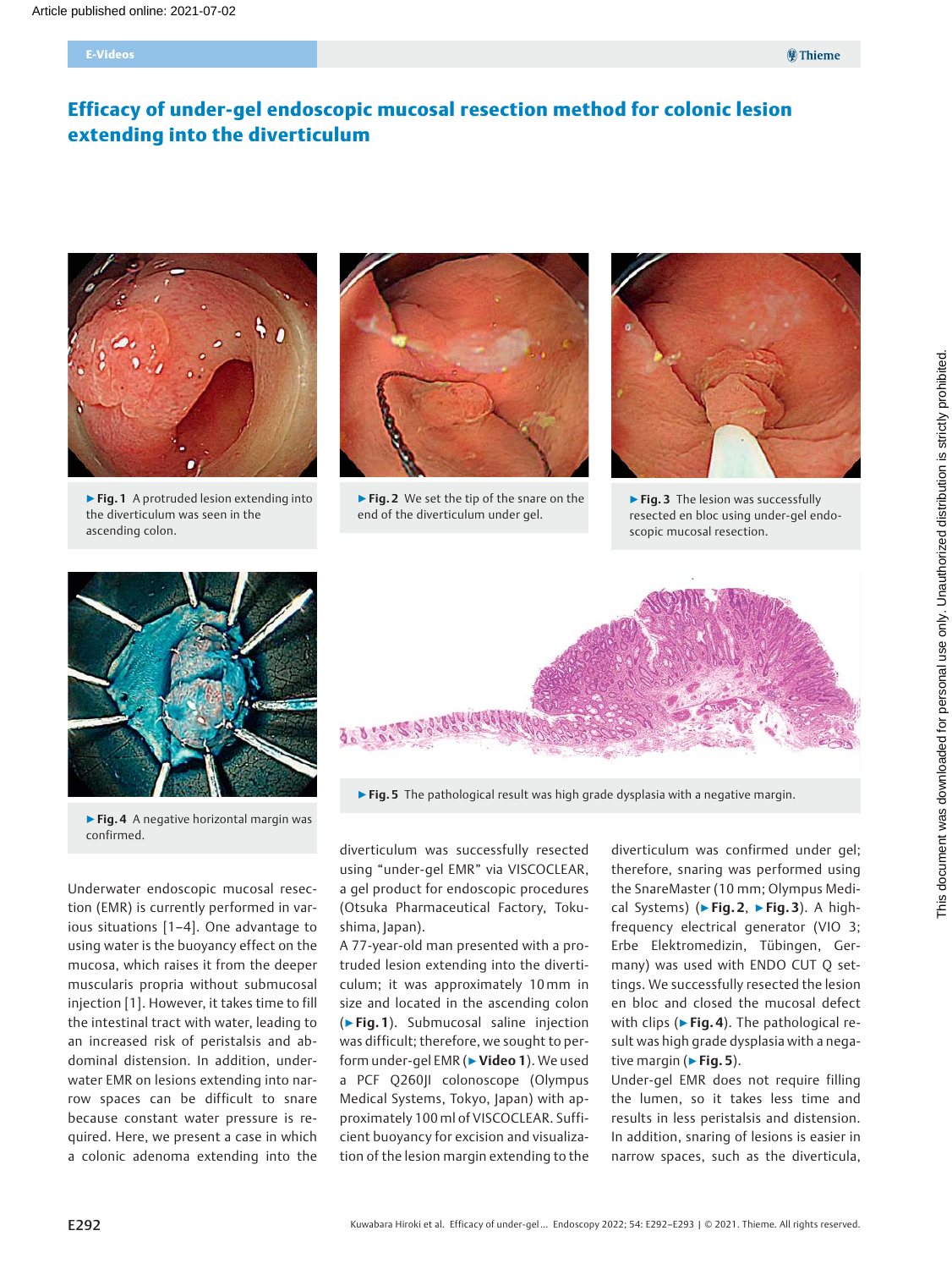# Efficacy of under-gel endoscopic mucosal resection method for colonic lesion extending into the diverticulum

▶ **Fig. 1** A protruded lesion extending into the diverticulum was seen in the ascending colon.

▶ **Fig. 2** We set the tip of the snare on the end of the diverticulum under gel.

▶ **Fig. 3** The lesion was successfully resected en bloc using under-gel endoscopic mucosal resection.

▶ **Fig. 4** A negative horizontal margin was confirmed.

▶ **Fig. 5** The pathological result was high grade dysplasia with a negative margin.

Underwater endoscopic mucosal resection (EMR) is currently performed in various situations [1–4]. One advantage to using water is the buoyancy effect on the mucosa, which raises it from the deeper muscularis propria without submucosal injection [1]. However, it takes time to fill the intestinal tract with water, leading to an increased risk of peristalsis and abdominal distension. In addition, underwater EMR on lesions extending into narrow spaces can be difficult to snare because constant water pressure is required. Here, we present a case in which a colonic adenoma extending into the diverticulum was successfully resected using "under-gel EMR" via VISCOCLEAR, a gel product for endoscopic procedures (Otsuka Pharmaceutical Factory, Tokushima, Japan).

A 77-year-old man presented with a protruded lesion extending into the diverticulum; it was approximately 10 mm in size and located in the ascending colon (▶ **Fig. 1**). Submucosal saline injection was difficult; therefore, we sought to perform under-gel EMR (▶ **Video 1**). We used a PCF Q260JI colonoscope (Olympus Medical Systems, Tokyo, Japan) with approximately 100 ml of VISCOCLEAR. Sufficient buoyancy for excision and visualization of the lesion margin extending to the diverticulum was confirmed under gel; therefore, snaring was performed using the SnareMaster (10 mm; Olympus Medical Systems) (▶ **Fig. 2**, ▶ **Fig. 3**). A high-frequency electrical generator (VIO 3; Erbe Elektromedizin, Tübingen, Germany) was used with ENDO CUT Q settings. We successfully resected the lesion en bloc and closed the mucosal defect with clips (▶ **Fig. 4**). The pathological result was high grade dysplasia with a negative margin (▶ **Fig. 5**).

Under-gel EMR does not require filling the lumen, so it takes less time and results in less peristalsis and distension. In addition, snaring of lesions is easier in narrow spaces, such as the diverticula,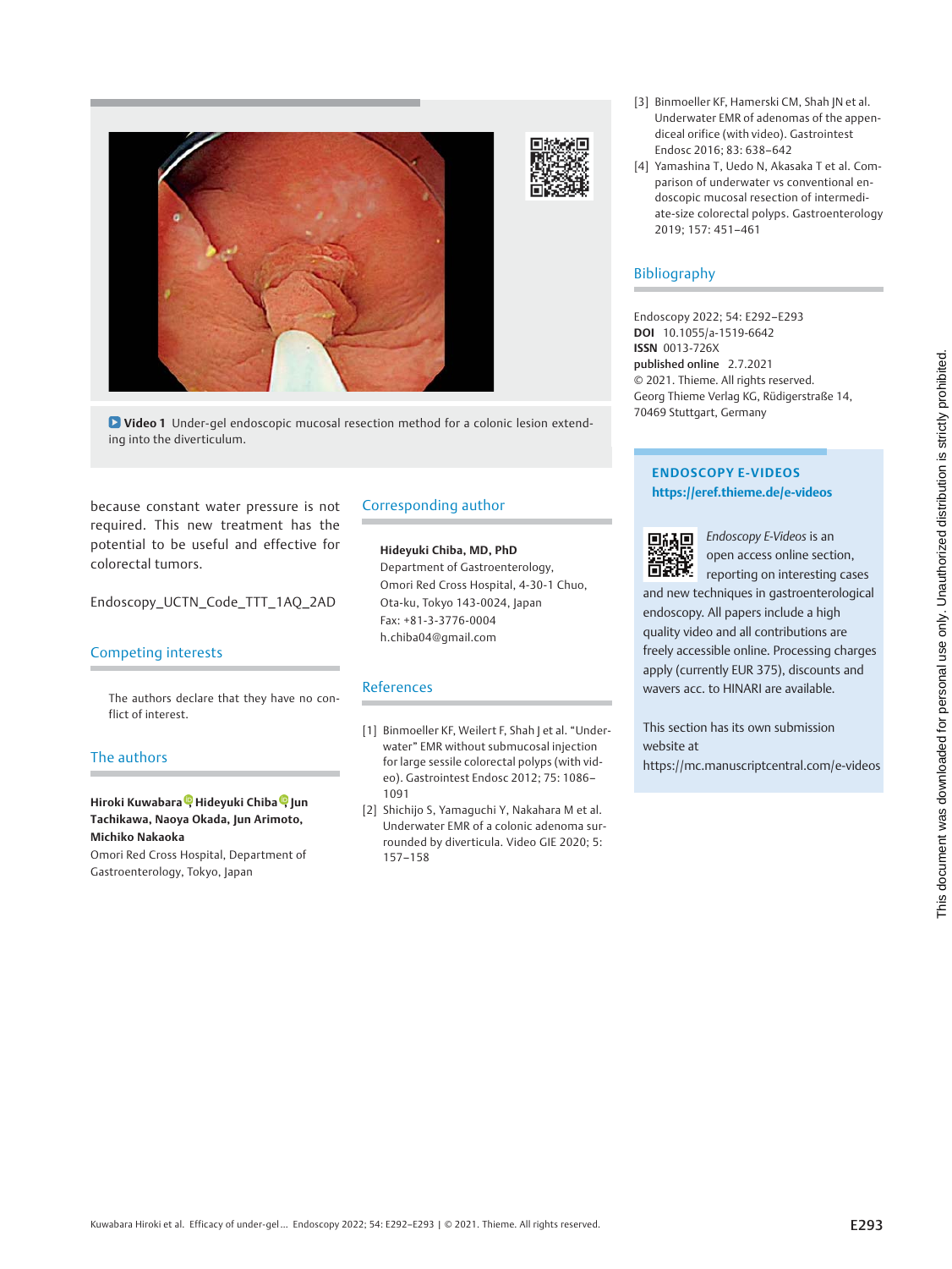**Video 1** Under-gel endoscopic mucosal resection method for a colonic lesion extending into the diverticulum.

because constant water pressure is not required. This new treatment has the potential to be useful and effective for colorectal tumors.

Endoscopy_UCTN_Code_TTT_1AQ_2AD

## Competing interests

The authors declare that they have no conflict of interest.

## The authors

**Hiroki Kuwabara, Hideyuki Chiba, Jun Tachikawa, Naoya Okada, Jun Arimoto, Michiko Nakaoka**

Omori Red Cross Hospital, Department of Gastroenterology, Tokyo, Japan

## Corresponding author

**Hideyuki Chiba, MD, PhD**
Department of Gastroenterology, Omori Red Cross Hospital, 4-30-1 Chuo, Ota-ku, Tokyo 143-0024, Japan
Fax: +81-3-3776-0004
h.chiba04@gmail.com

## References

[1] Binmoeller KF, Weilert F, Shah J et al. "Underwater" EMR without submucosal injection for large sessile colorectal polyps (with video). Gastrointest Endosc 2012; 75: 1086–1091

[2] Shichijo S, Yamaguchi Y, Nakahara M et al. Underwater EMR of a colonic adenoma surrounded by diverticula. Video GIE 2020; 5: 157–158

[3] Binmoeller KF, Hamerski CM, Shah JN et al. Underwater EMR of adenomas of the appendiceal orifice (with video). Gastrointest Endosc 2016; 83: 638–642

[4] Yamashina T, Uedo N, Akasaka T et al. Comparison of underwater vs conventional endoscopic mucosal resection of intermediate-size colorectal polyps. Gastroenterology 2019; 157: 451–461

## Bibliography

Endoscopy 2022; 54: E292–E293
**DOI** 10.1055/a-1519-6642
**ISSN** 0013-726X
**published online** 2.7.2021
© 2021. Thieme. All rights reserved.
Georg Thieme Verlag KG, Rüdigerstraße 14, 70469 Stuttgart, Germany

**ENDOSCOPY E-VIDEOS**
**https://eref.thieme.de/e-videos**

*Endoscopy E-Videos* is an open access online section, reporting on interesting cases and new techniques in gastroenterological endoscopy. All papers include a high quality video and all contributions are freely accessible online. Processing charges apply (currently EUR 375), discounts and wavers acc. to HINARI are available.

This section has its own submission website at
https://mc.manuscriptcentral.com/e-videos